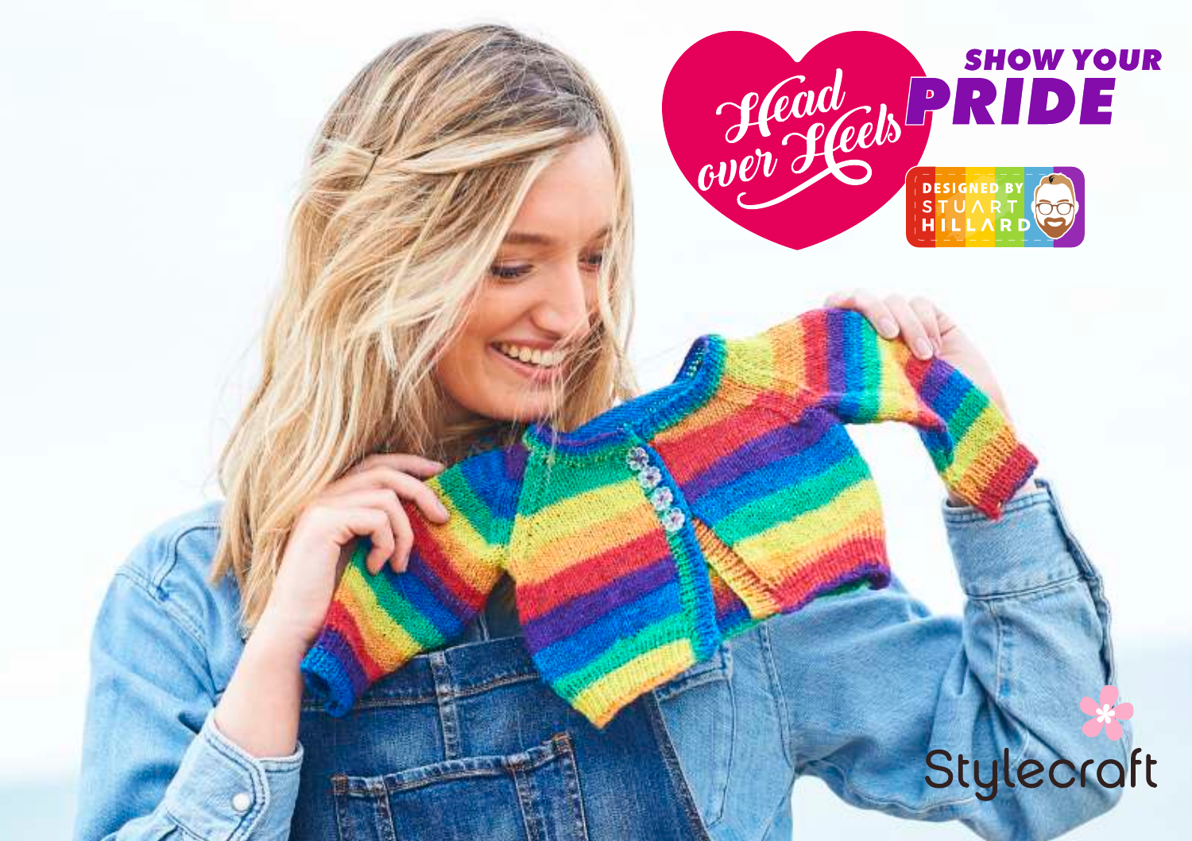Head over Heels

# SHOW YOUR PRIDE

DESIGNED BY STUART HILLARD

Stylecraft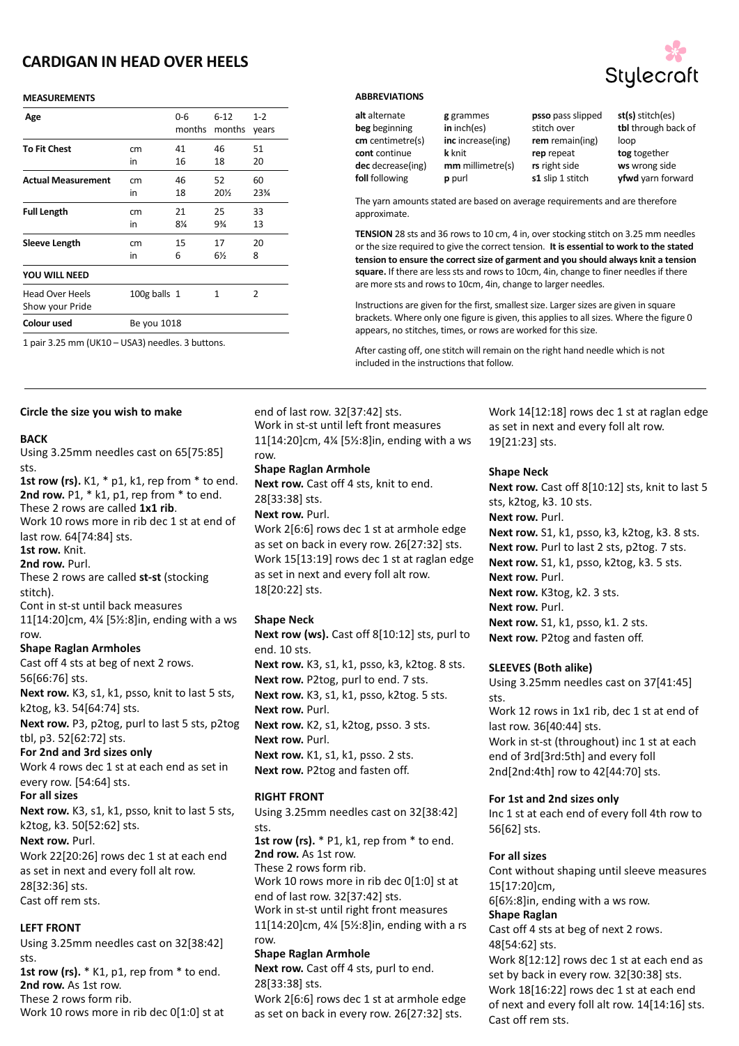# CARDIGAN IN HEAD OVER HEELS

Stylecraft

## MEASUREMENTS

| Age | | 0-6 months | 6-12 months | 1-2 years |
|---|---|---|---|---|
| **To Fit Chest** | cm | 41 | 46 | 51 |
| | in | 16 | 18 | 20 |
| **Actual Measurement** | cm | 46 | 52 | 60 |
| | in | 18 | 20½ | 23¾ |
| **Full Length** | cm | 21 | 25 | 33 |
| | in | 8¼ | 9¾ | 13 |
| **Sleeve Length** | cm | 15 | 17 | 20 |
| | in | 6 | 6½ | 8 |
| **YOU WILL NEED** | | | | |
| Head Over Heels Show your Pride | 100g balls | 1 | 1 | 2 |
| **Colour used** | Be you 1018 | | | |

1 pair 3.25 mm (UK10 – USA3) needles. 3 buttons.

## ABBREVIATIONS

| | | | |
|---|---|---|---|
| **alt** alternate | **g** grammes | **psso** pass slipped stitch over | **st(s)** stitch(es) |
| **beg** beginning | **in** inch(es) | | **tbl** through back of loop |
| **cm** centimetre(s) | **inc** increase(ing) | **rem** remain(ing) | |
| **cont** continue | **k** knit | **rep** repeat | **tog** together |
| **dec** decrease(ing) | **mm** millimetre(s) | **rs** right side | **ws** wrong side |
| **foll** following | **p** purl | **s1** slip 1 stitch | **yfwd** yarn forward |

The yarn amounts stated are based on average requirements and are therefore approximate.

**TENSION** 28 sts and 36 rows to 10 cm, 4 in, over stocking stitch on 3.25 mm needles or the size required to give the correct tension. **It is essential to work to the stated tension to ensure the correct size of garment and you should always knit a tension square.** If there are less sts and rows to 10cm, 4in, change to finer needles if there are more sts and rows to 10cm, 4in, change to larger needles.

Instructions are given for the first, smallest size. Larger sizes are given in square brackets. Where only one figure is given, this applies to all sizes. Where the figure 0 appears, no stitches, times, or rows are worked for this size.

After casting off, one stitch will remain on the right hand needle which is not included in the instructions that follow.

**Circle the size you wish to make**

### BACK

Using 3.25mm needles cast on 65[75:85] sts.

**1st row (rs).** K1, * p1, k1, rep from * to end.

**2nd row.** P1, * k1, p1, rep from * to end.

These 2 rows are called **1x1 rib**.

Work 10 rows more in rib dec 1 st at end of last row. 64[74:84] sts.

**1st row.** Knit.

**2nd row.** Purl.

These 2 rows are called **st-st** (stocking stitch).

Cont in st-st until back measures 11[14:20]cm, 4¼ [5½:8]in, ending with a ws row.

**Shape Raglan Armholes**

Cast off 4 sts at beg of next 2 rows. 56[66:76] sts.

**Next row.** K3, s1, k1, psso, knit to last 5 sts, k2tog, k3. 54[64:74] sts.

**Next row.** P3, p2tog, purl to last 5 sts, p2tog tbl, p3. 52[62:72] sts.

**For 2nd and 3rd sizes only**

Work 4 rows dec 1 st at each end as set in every row. [54:64] sts.

**For all sizes**

**Next row.** K3, s1, k1, psso, knit to last 5 sts, k2tog, k3. 50[52:62] sts.

**Next row.** Purl.

Work 22[20:26] rows dec 1 st at each end as set in next and every foll alt row. 28[32:36] sts.

Cast off rem sts.

### LEFT FRONT

Using 3.25mm needles cast on 32[38:42] sts.

**1st row (rs).** * K1, p1, rep from * to end.

**2nd row.** As 1st row.

These 2 rows form rib.

Work 10 rows more in rib dec 0[1:0] st at end of last row. 32[37:42] sts.

Work in st-st until left front measures 11[14:20]cm, 4¼ [5½:8]in, ending with a ws row.

**Shape Raglan Armhole**

**Next row.** Cast off 4 sts, knit to end. 28[33:38] sts.

**Next row.** Purl.

Work 2[6:6] rows dec 1 st at armhole edge as set on back in every row. 26[27:32] sts.

Work 15[13:19] rows dec 1 st at raglan edge as set in next and every foll alt row. 18[20:22] sts.

**Shape Neck**

**Next row (ws).** Cast off 8[10:12] sts, purl to end. 10 sts.

**Next row.** K3, s1, k1, psso, k3, k2tog. 8 sts.

**Next row.** P2tog, purl to end. 7 sts.

**Next row.** K3, s1, k1, psso, k2tog. 5 sts.

**Next row.** Purl.

**Next row.** K2, s1, k2tog, psso. 3 sts.

**Next row.** Purl.

**Next row.** K1, s1, k1, psso. 2 sts.

**Next row.** P2tog and fasten off.

### RIGHT FRONT

Using 3.25mm needles cast on 32[38:42] sts.

**1st row (rs).** * P1, k1, rep from * to end.

**2nd row.** As 1st row.

These 2 rows form rib.

Work 10 rows more in rib dec 0[1:0] st at end of last row. 32[37:42] sts.

Work in st-st until right front measures 11[14:20]cm, 4¼ [5½:8]in, ending with a rs row.

**Shape Raglan Armhole**

**Next row.** Cast off 4 sts, purl to end. 28[33:38] sts.

Work 2[6:6] rows dec 1 st at armhole edge as set on back in every row. 26[27:32] sts.

Work 14[12:18] rows dec 1 st at raglan edge as set in next and every foll alt row. 19[21:23] sts.

**Shape Neck**

**Next row.** Cast off 8[10:12] sts, knit to last 5 sts, k2tog, k3. 10 sts.

**Next row.** Purl.

**Next row.** S1, k1, psso, k3, k2tog, k3. 8 sts.

**Next row.** Purl to last 2 sts, p2tog. 7 sts.

**Next row.** S1, k1, psso, k2tog, k3. 5 sts.

**Next row.** Purl.

**Next row.** K3tog, k2. 3 sts.

**Next row.** Purl.

**Next row.** S1, k1, psso, k1. 2 sts.

**Next row.** P2tog and fasten off.

### SLEEVES (Both alike)

Using 3.25mm needles cast on 37[41:45] sts.

Work 12 rows in 1x1 rib, dec 1 st at end of last row. 36[40:44] sts.

Work in st-st (throughout) inc 1 st at each end of 3rd[3rd:5th] and every foll 2nd[2nd:4th] row to 42[44:70] sts.

**For 1st and 2nd sizes only**

Inc 1 st at each end of every foll 4th row to 56[62] sts.

**For all sizes**

Cont without shaping until sleeve measures 15[17:20]cm, 6[6½:8]in, ending with a ws row.

**Shape Raglan**

Cast off 4 sts at beg of next 2 rows. 48[54:62] sts.

Work 8[12:12] rows dec 1 st at each end as set by back in every row. 32[30:38] sts.

Work 18[16:22] rows dec 1 st at each end of next and every foll alt row. 14[14:16] sts.

Cast off rem sts.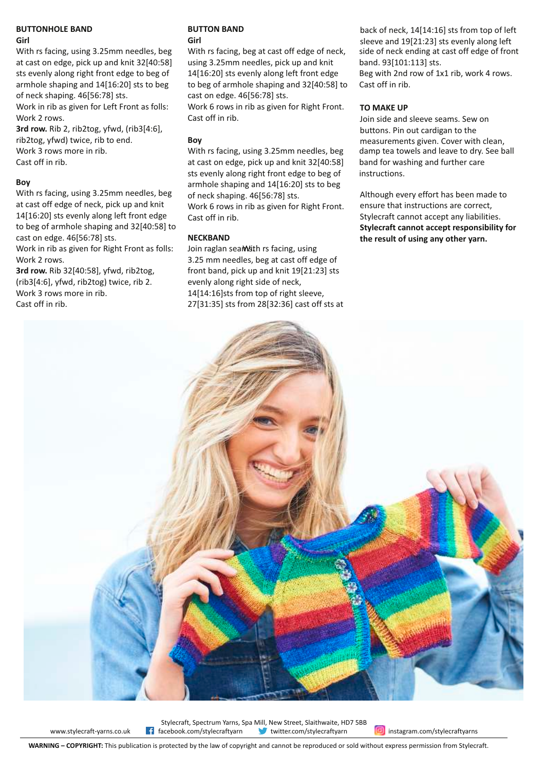### BUTTONHOLE BAND

**Girl**

With rs facing, using 3.25mm needles, beg at cast on edge, pick up and knit 32[40:58] sts evenly along right front edge to beg of armhole shaping and 14[16:20] sts to beg of neck shaping. 46[56:78] sts.

Work in rib as given for Left Front as folls:

Work 2 rows.

**3rd row.** Rib 2, rib2tog, yfwd, (rib3[4:6], rib2tog, yfwd) twice, rib to end.

Work 3 rows more in rib.

Cast off in rib.

**Boy**

With rs facing, using 3.25mm needles, beg at cast off edge of neck, pick up and knit 14[16:20] sts evenly along left front edge to beg of armhole shaping and 32[40:58] to cast on edge. 46[56:78] sts.

Work in rib as given for Right Front as folls:

Work 2 rows.

**3rd row.** Rib 32[40:58], yfwd, rib2tog, (rib3[4:6], yfwd, rib2tog) twice, rib 2.

Work 3 rows more in rib.

Cast off in rib.

### BUTTON BAND

**Girl**

With rs facing, beg at cast off edge of neck, using 3.25mm needles, pick up and knit 14[16:20] sts evenly along left front edge to beg of armhole shaping and 32[40:58] to cast on edge. 46[56:78] sts.

Work 6 rows in rib as given for Right Front.

Cast off in rib.

**Boy**

With rs facing, using 3.25mm needles, beg at cast on edge, pick up and knit 32[40:58] sts evenly along right front edge to beg of armhole shaping and 14[16:20] sts to beg of neck shaping. 46[56:78] sts.

Work 6 rows in rib as given for Right Front.

Cast off in rib.

### NECKBAND

Join raglan seams. With rs facing, using 3.25 mm needles, beg at cast off edge of front band, pick up and knit 19[21:23] sts evenly along right side of neck, 14[14:16]sts from top of right sleeve, 27[31:35] sts from 28[32:36] cast off sts at back of neck, 14[14:16] sts from top of left sleeve and 19[21:23] sts evenly along left side of neck ending at cast off edge of front band. 93[101:113] sts.

Beg with 2nd row of 1x1 rib, work 4 rows.

Cast off in rib.

### TO MAKE UP

Join side and sleeve seams. Sew on buttons. Pin out cardigan to the measurements given. Cover with clean, damp tea towels and leave to dry. See ball band for washing and further care instructions.

Although every effort has been made to ensure that instructions are correct, Stylecraft cannot accept any liabilities. **Stylecraft cannot accept responsibility for the result of using any other yarn.**

Stylecraft, Spectrum Yarns, Spa Mill, New Street, Slaithwaite, HD7 5BB

www.stylecraft-yarns.co.uk facebook.com/stylecraftyarn twitter.com/stylecraftyarn instagram.com/stylecraftyarns

**WARNING – COPYRIGHT:** This publication is protected by the law of copyright and cannot be reproduced or sold without express permission from Stylecraft.